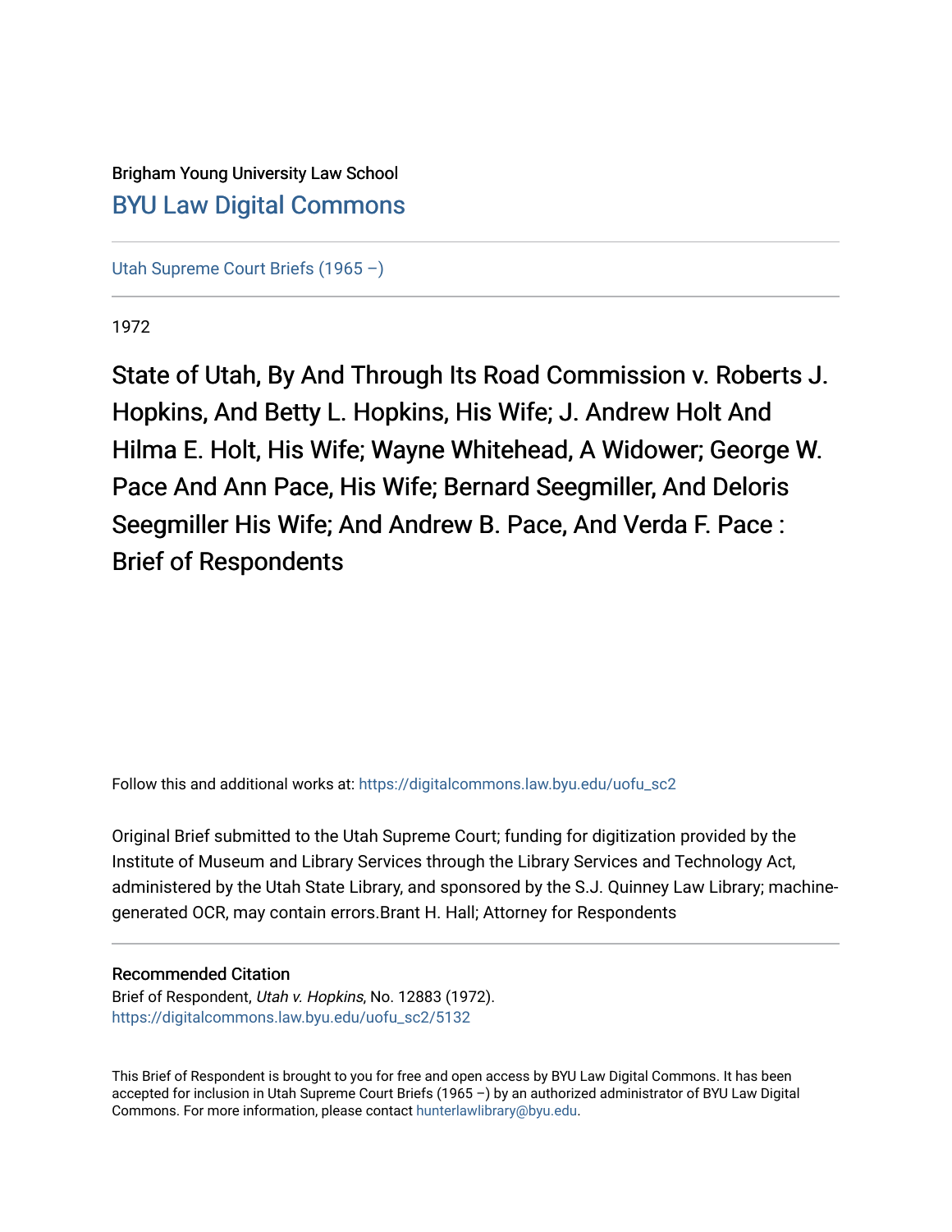Brigham Young University Law School

[BYU Law Digital Commons](https://digitalcommons.law.byu.edu)

---

[Utah Supreme Court Briefs (1965 –)](https://digitalcommons.law.byu.edu/uofu_sc2)

---

1972

# State of Utah, By And Through Its Road Commission v. Roberts J. Hopkins, And Betty L. Hopkins, His Wife; J. Andrew Holt And Hilma E. Holt, His Wife; Wayne Whitehead, A Widower; George W. Pace And Ann Pace, His Wife; Bernard Seegmiller, And Deloris Seegmiller His Wife; And Andrew B. Pace, And Verda F. Pace : Brief of Respondents

Follow this and additional works at: https://digitalcommons.law.byu.edu/uofu_sc2

Original Brief submitted to the Utah Supreme Court; funding for digitization provided by the Institute of Museum and Library Services through the Library Services and Technology Act, administered by the Utah State Library, and sponsored by the S.J. Quinney Law Library; machine-generated OCR, may contain errors.Brant H. Hall; Attorney for Respondents

---

Recommended Citation

Brief of Respondent, *Utah v. Hopkins*, No. 12883 (1972).
https://digitalcommons.law.byu.edu/uofu_sc2/5132

---

This Brief of Respondent is brought to you for free and open access by BYU Law Digital Commons. It has been accepted for inclusion in Utah Supreme Court Briefs (1965 –) by an authorized administrator of BYU Law Digital Commons. For more information, please contact hunterlawlibrary@byu.edu.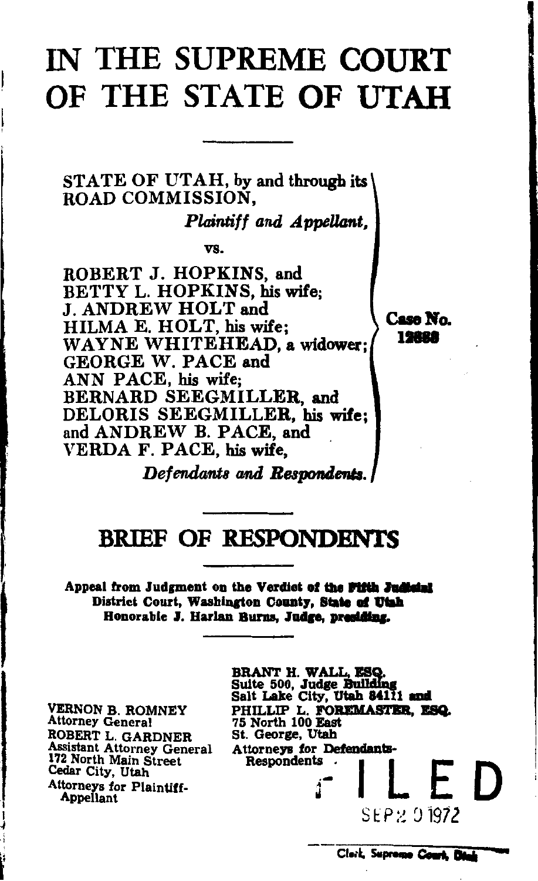# IN THE SUPREME COURT OF THE STATE OF UTAH

---

STATE OF UTAH, by and through its ROAD COMMISSION,

*Plaintiff and Appellant,*

vs.

ROBERT J. HOPKINS, and BETTY L. HOPKINS, his wife; J. ANDREW HOLT and HILMA E. HOLT, his wife; WAYNE WHITEHEAD, a widower; GEORGE W. PACE and ANN PACE, his wife; BERNARD SEEGMILLER, and DELORIS SEEGMILLER, his wife; and ANDREW B. PACE, and VERDA F. PACE, his wife,

*Defendants and Respondents.*

Case No. 12888

---

## BRIEF OF RESPONDENTS

---

**Appeal from Judgment on the Verdict of the Fifth Judicial District Court, Washington County, State of Utah Honorable J. Harlan Burns, Judge, presiding.**

---

VERNON B. ROMNEY
Attorney General
ROBERT L. GARDNER
Assistant Attorney General
172 North Main Street
Cedar City, Utah
Attorneys for Plaintiff-Appellant

BRANT H. WALL, ESQ.
Suite 500, Judge Building
Salt Lake City, Utah 84111 and
PHILLIP L. FOREMASTER, ESQ.
75 North 100 East
St. George, Utah
Attorneys for Defendants-Respondents

FILED
SEP 20 1972

Clerk, Supreme Court, Utah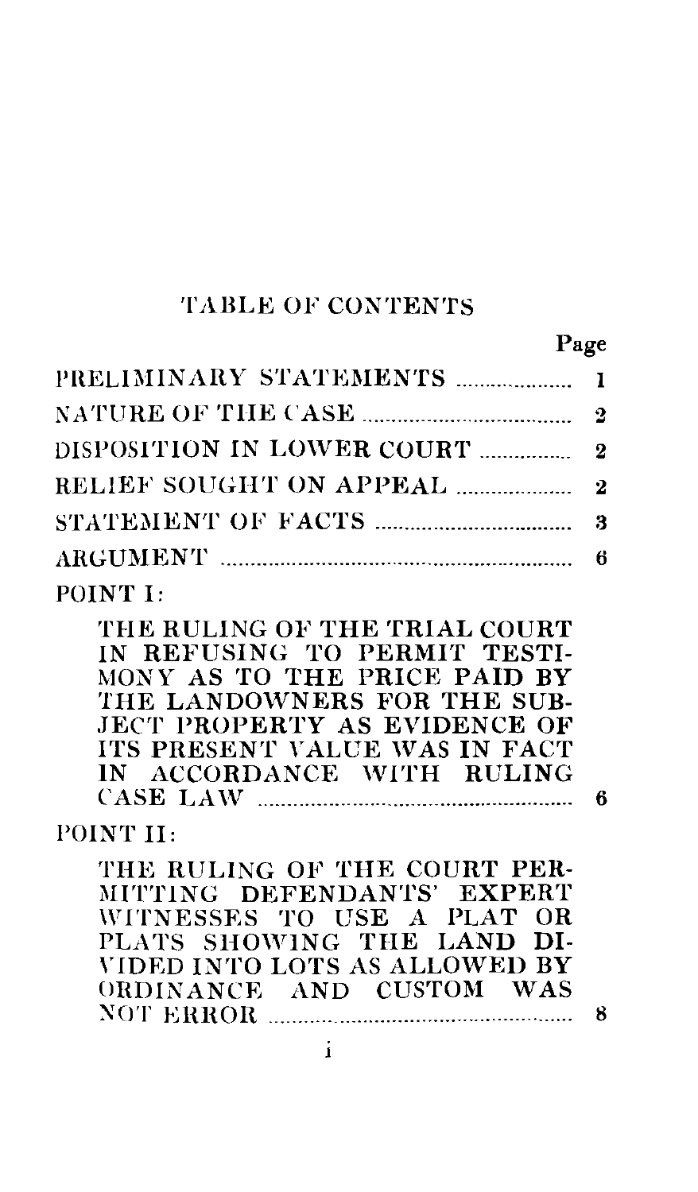# TABLE OF CONTENTS

| | Page |
|---|---|
| PRELIMINARY STATEMENTS | 1 |
| NATURE OF THE CASE | 2 |
| DISPOSITION IN LOWER COURT | 2 |
| RELIEF SOUGHT ON APPEAL | 2 |
| STATEMENT OF FACTS | 3 |
| ARGUMENT | 6 |
| POINT I: | |
| THE RULING OF THE TRIAL COURT IN REFUSING TO PERMIT TESTIMONY AS TO THE PRICE PAID BY THE LANDOWNERS FOR THE SUBJECT PROPERTY AS EVIDENCE OF ITS PRESENT VALUE WAS IN FACT IN ACCORDANCE WITH RULING CASE LAW | 6 |
| POINT II: | |
| THE RULING OF THE COURT PERMITTING DEFENDANTS' EXPERT WITNESSES TO USE A PLAT OR PLATS SHOWING THE LAND DIVIDED INTO LOTS AS ALLOWED BY ORDINANCE AND CUSTOM WAS NOT ERROR | 8 |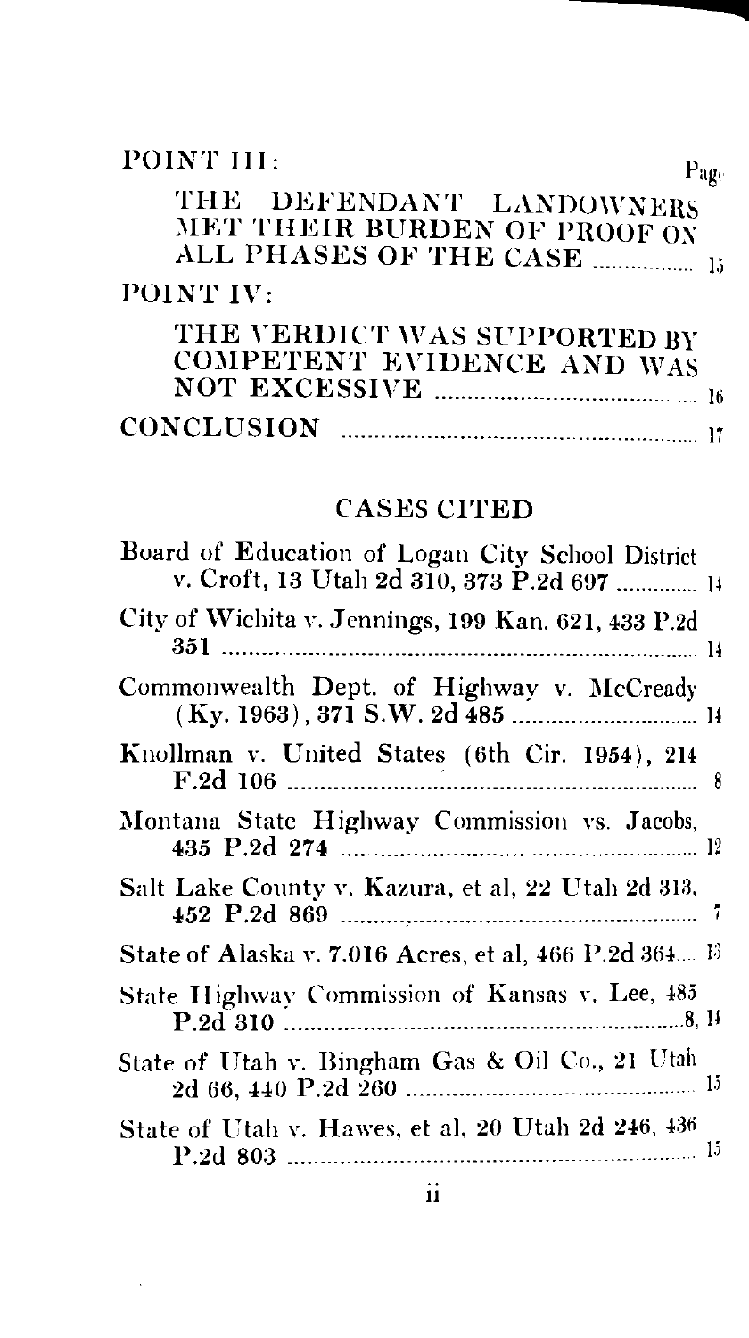POINT III: Page

THE DEFENDANT LANDOWNERS MET THEIR BURDEN OF PROOF ON ALL PHASES OF THE CASE .................. 15

POINT IV:

THE VERDICT WAS SUPPORTED BY COMPETENT EVIDENCE AND WAS NOT EXCESSIVE .................. 16

CONCLUSION .................. 17

## CASES CITED

Board of Education of Logan City School District v. Croft, 13 Utah 2d 310, 373 P.2d 697 .................. 14

City of Wichita v. Jennings, 199 Kan. 621, 433 P.2d 351 .................. 14

Commonwealth Dept. of Highway v. McCready (Ky. 1963), 371 S.W. 2d 485 .................. 14

Knollman v. United States (6th Cir. 1954), 214 F.2d 106 .................. 8

Montana State Highway Commission vs. Jacobs, 435 P.2d 274 .................. 12

Salt Lake County v. Kazura, et al, 22 Utah 2d 313, 452 P.2d 869 .................. 7

State of Alaska v. 7.016 Acres, et al, 466 P.2d 364 .................. 13

State Highway Commission of Kansas v. Lee, 485 P.2d 310 .................. 8, 14

State of Utah v. Bingham Gas & Oil Co., 21 Utah 2d 66, 440 P.2d 260 .................. 15

State of Utah v. Hawes, et al, 20 Utah 2d 246, 436 P.2d 803 .................. 15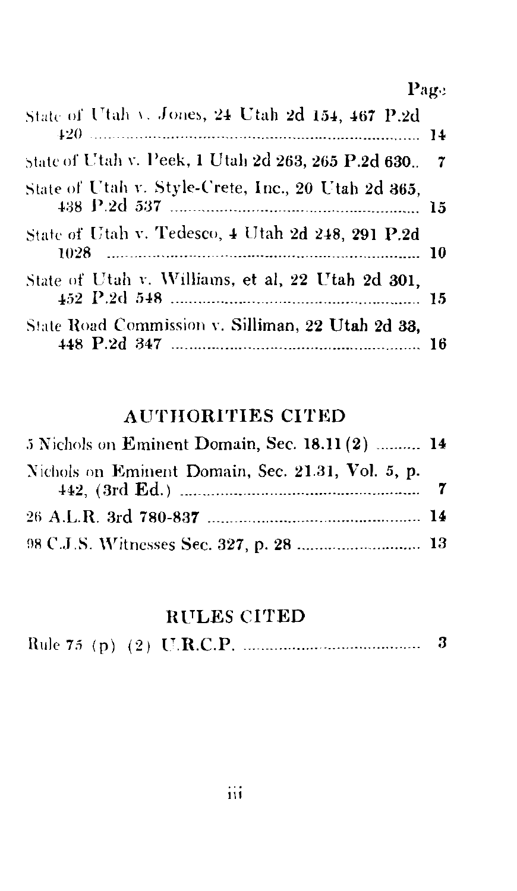| | Page |
|---|---|
| State of Utah v. Jones, 24 Utah 2d 154, 467 P.2d 420 | 14 |
| State of Utah v. Peek, 1 Utah 2d 263, 265 P.2d 630 | 7 |
| State of Utah v. Style-Crete, Inc., 20 Utah 2d 365, 438 P.2d 537 | 15 |
| State of Utah v. Tedesco, 4 Utah 2d 248, 291 P.2d 1028 | 10 |
| State of Utah v. Williams, et al, 22 Utah 2d 301, 452 P.2d 548 | 15 |
| State Road Commission v. Silliman, 22 Utah 2d 33, 448 P.2d 347 | 16 |

## AUTHORITIES CITED

| | |
|---|---|
| 5 Nichols on Eminent Domain, Sec. 18.11 (2) | 14 |
| Nichols on Eminent Domain, Sec. 21.31, Vol. 5, p. 442, (3rd Ed.) | 7 |
| 26 A.L.R. 3rd 780-837 | 14 |
| 98 C.J.S. Witnesses Sec. 327, p. 28 | 13 |

## RULES CITED

| | |
|---|---|
| Rule 75 (p) (2) U.R.C.P. | 3 |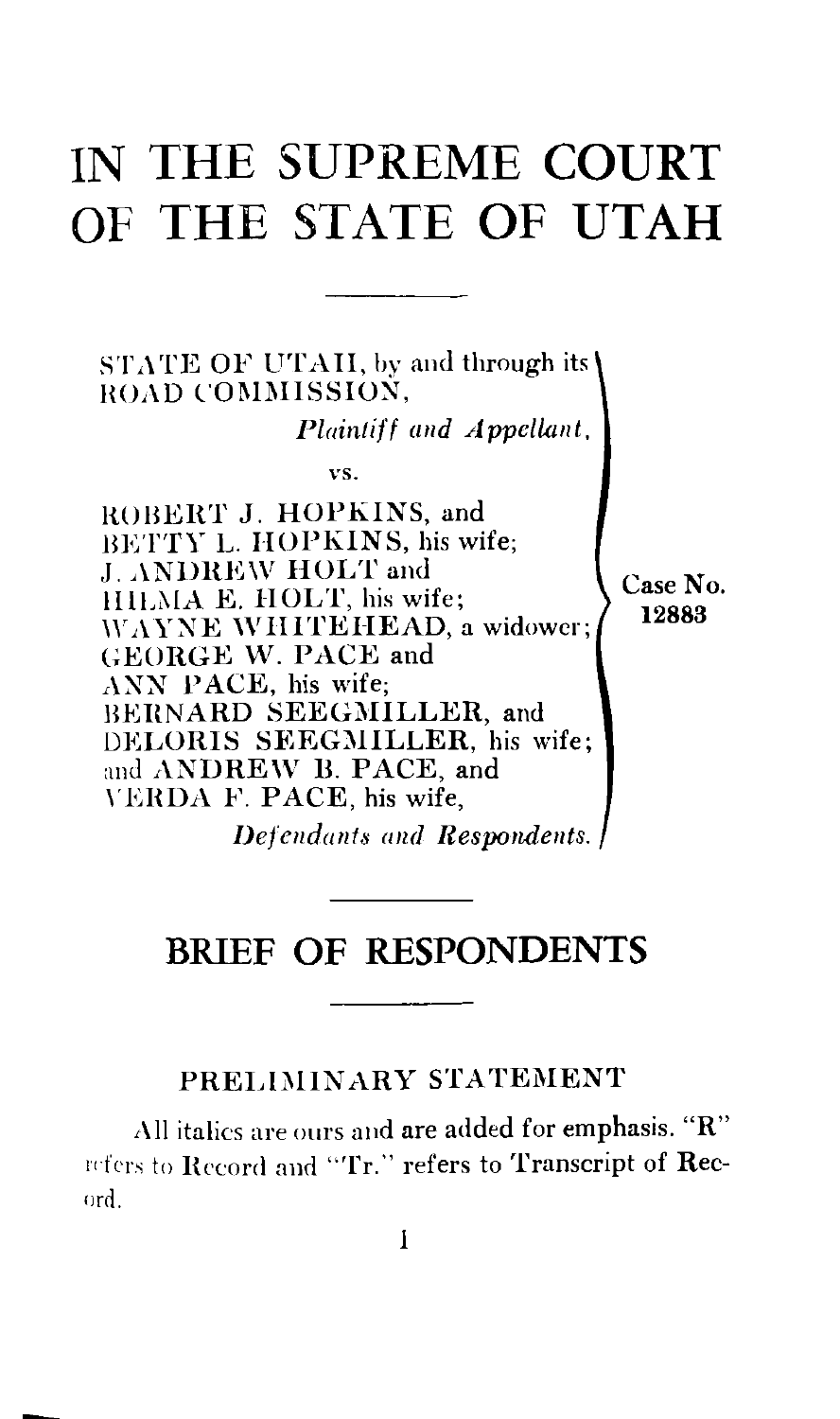# IN THE SUPREME COURT OF THE STATE OF UTAH

STATE OF UTAH, by and through its ROAD COMMISSION,

*Plaintiff and Appellant,*

vs.

ROBERT J. HOPKINS, and BETTY L. HOPKINS, his wife; J. ANDREW HOLT and HILMA E. HOLT, his wife; WAYNE WHITEHEAD, a widower; GEORGE W. PACE and ANN PACE, his wife; BERNARD SEEGMILLER, and DELORIS SEEGMILLER, his wife; and ANDREW B. PACE, and VERDA F. PACE, his wife,

*Defendants and Respondents.*

Case No. 12883

## BRIEF OF RESPONDENTS

### PRELIMINARY STATEMENT

All italics are ours and are added for emphasis. "R" refers to Record and "Tr." refers to Transcript of Record.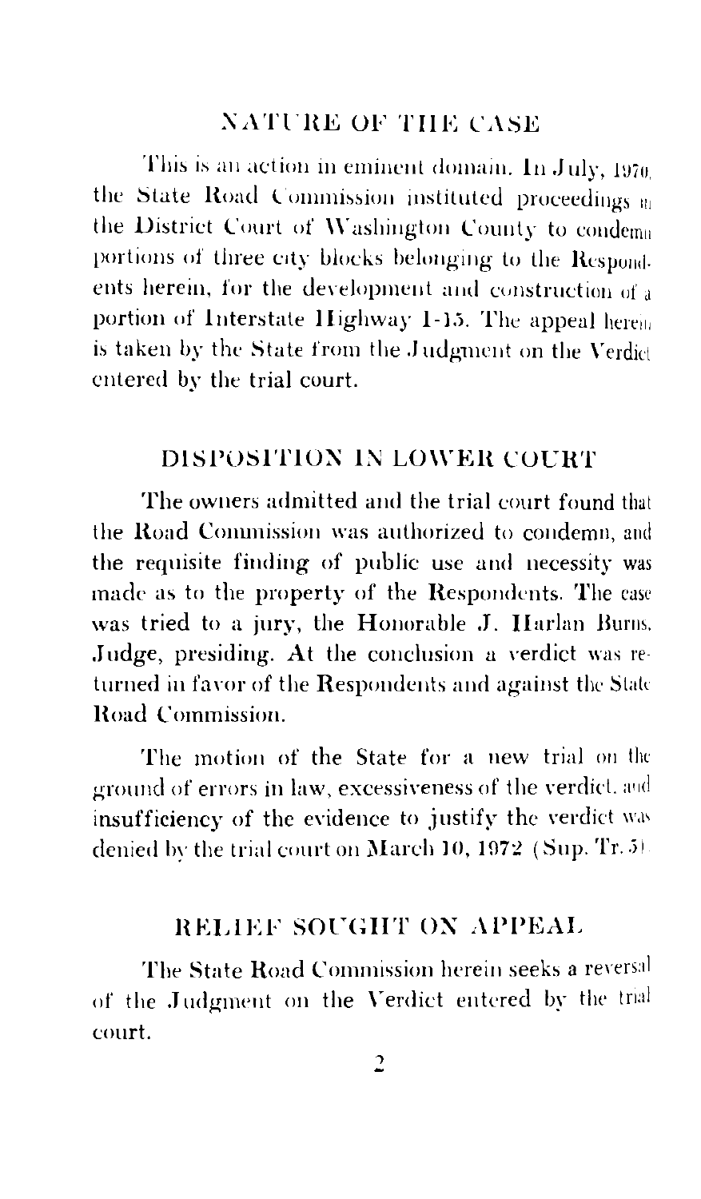## NATURE OF THE CASE

This is an action in eminent domain. In July, 1970, the State Road Commission instituted proceedings in the District Court of Washington County to condemn portions of three city blocks belonging to the Respondents herein, for the development and construction of a portion of Interstate Highway I-15. The appeal herein is taken by the State from the Judgment on the Verdict entered by the trial court.

## DISPOSITION IN LOWER COURT

The owners admitted and the trial court found that the Road Commission was authorized to condemn, and the requisite finding of public use and necessity was made as to the property of the Respondents. The case was tried to a jury, the Honorable J. Harlan Burns, Judge, presiding. At the conclusion a verdict was returned in favor of the Respondents and against the State Road Commission.

The motion of the State for a new trial on the ground of errors in law, excessiveness of the verdict, and insufficiency of the evidence to justify the verdict was denied by the trial court on March 10, 1972 (Sup. Tr. 5).

## RELIEF SOUGHT ON APPEAL

The State Road Commission herein seeks a reversal of the Judgment on the Verdict entered by the trial court.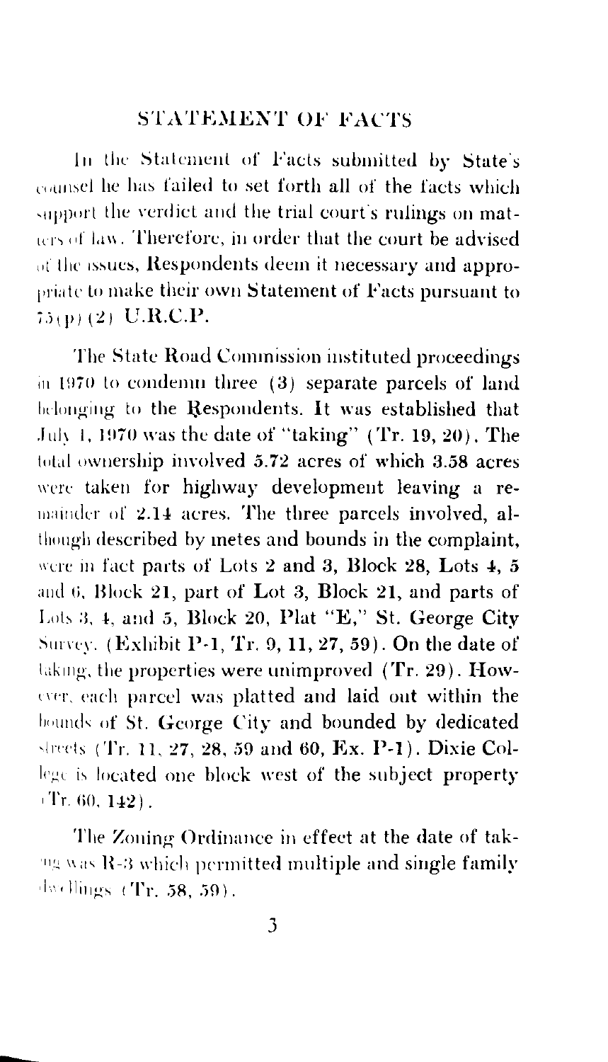## STATEMENT OF FACTS

In the Statement of Facts submitted by State's counsel he has failed to set forth all of the facts which support the verdict and the trial court's rulings on matters of law. Therefore, in order that the court be advised of the issues, Respondents deem it necessary and appropriate to make their own Statement of Facts pursuant to 75(p)(2) U.R.C.P.

The State Road Commission instituted proceedings in 1970 to condemn three (3) separate parcels of land belonging to the Respondents. It was established that July 1, 1970 was the date of "taking" (Tr. 19, 20). The total ownership involved 5.72 acres of which 3.58 acres were taken for highway development leaving a remainder of 2.14 acres. The three parcels involved, although described by metes and bounds in the complaint, were in fact parts of Lots 2 and 3, Block 28, Lots 4, 5 and 6, Block 21, part of Lot 3, Block 21, and parts of Lots 3, 4, and 5, Block 20, Plat "E," St. George City Survey. (Exhibit P-1, Tr. 9, 11, 27, 59). On the date of taking, the properties were unimproved (Tr. 29). However, each parcel was platted and laid out within the bounds of St. George City and bounded by dedicated streets (Tr. 11, 27, 28, 59 and 60, Ex. P-1). Dixie College is located one block west of the subject property (Tr. 60, 142).

The Zoning Ordinance in effect at the date of taking was R-3 which permitted multiple and single family dwellings (Tr. 58, 59).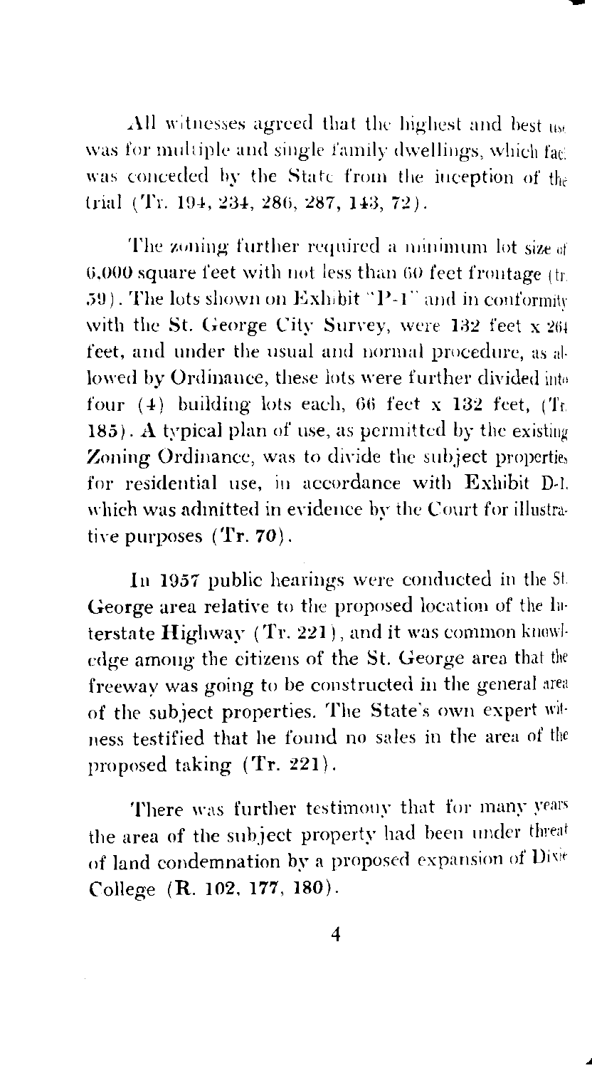All witnesses agreed that the highest and best use was for multiple and single family dwellings, which fact was conceded by the State from the inception of the trial (Tr. 194, 234, 286, 287, 143, 72).

The zoning further required a minimum lot size of 6,000 square feet with not less than 60 feet frontage (Tr. 59). The lots shown on Exhibit "P-1" and in conformity with the St. George City Survey, were 132 feet x 264 feet, and under the usual and normal procedure, as allowed by Ordinance, these lots were further divided into four (4) building lots each, 66 feet x 132 feet, (Tr. 185). A typical plan of use, as permitted by the existing Zoning Ordinance, was to divide the subject properties for residential use, in accordance with Exhibit D-1, which was admitted in evidence by the Court for illustrative purposes (Tr. 70).

In 1957 public hearings were conducted in the St. George area relative to the proposed location of the Interstate Highway (Tr. 221), and it was common knowledge among the citizens of the St. George area that the freeway was going to be constructed in the general area of the subject properties. The State's own expert witness testified that he found no sales in the area of the proposed taking (Tr. 221).

There was further testimony that for many years the area of the subject property had been under threat of land condemnation by a proposed expansion of Dixie College (R. 102, 177, 180).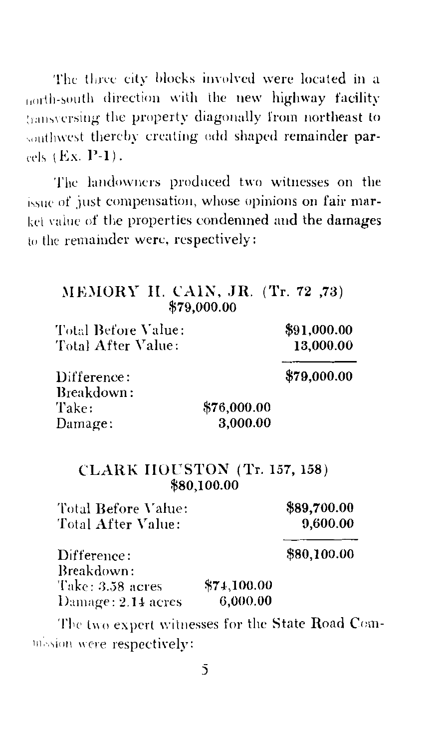The three city blocks involved were located in a north-south direction with the new highway facility transversing the property diagonally from northeast to southwest thereby creating odd shaped remainder parcels (Ex. P-1).

The landowners produced two witnesses on the issue of just compensation, whose opinions on fair market value of the properties condemned and the damages to the remainder were, respectively:

**MEMORY H. CAIN, JR. (Tr. 72 ,73)**
**$79,000.00**

| | | |
|---|---|---|
| Total Before Value: | | $91,000.00 |
| Total After Value: | | 13,000.00 |
| Difference: | | $79,000.00 |
| Breakdown: | | |
| Take: | $76,000.00 | |
| Damage: | 3,000.00 | |

**CLARK HOUSTON (Tr. 157, 158)**
**$80,100.00**

| | | |
|---|---|---|
| Total Before Value: | | $89,700.00 |
| Total After Value: | | 9,600.00 |
| Difference: | | $80,100.00 |
| Breakdown: | | |
| Take: 3.58 acres | $74,100.00 | |
| Damage: 2.14 acres | 6,000.00 | |

The two expert witnesses for the State Road Commission were respectively: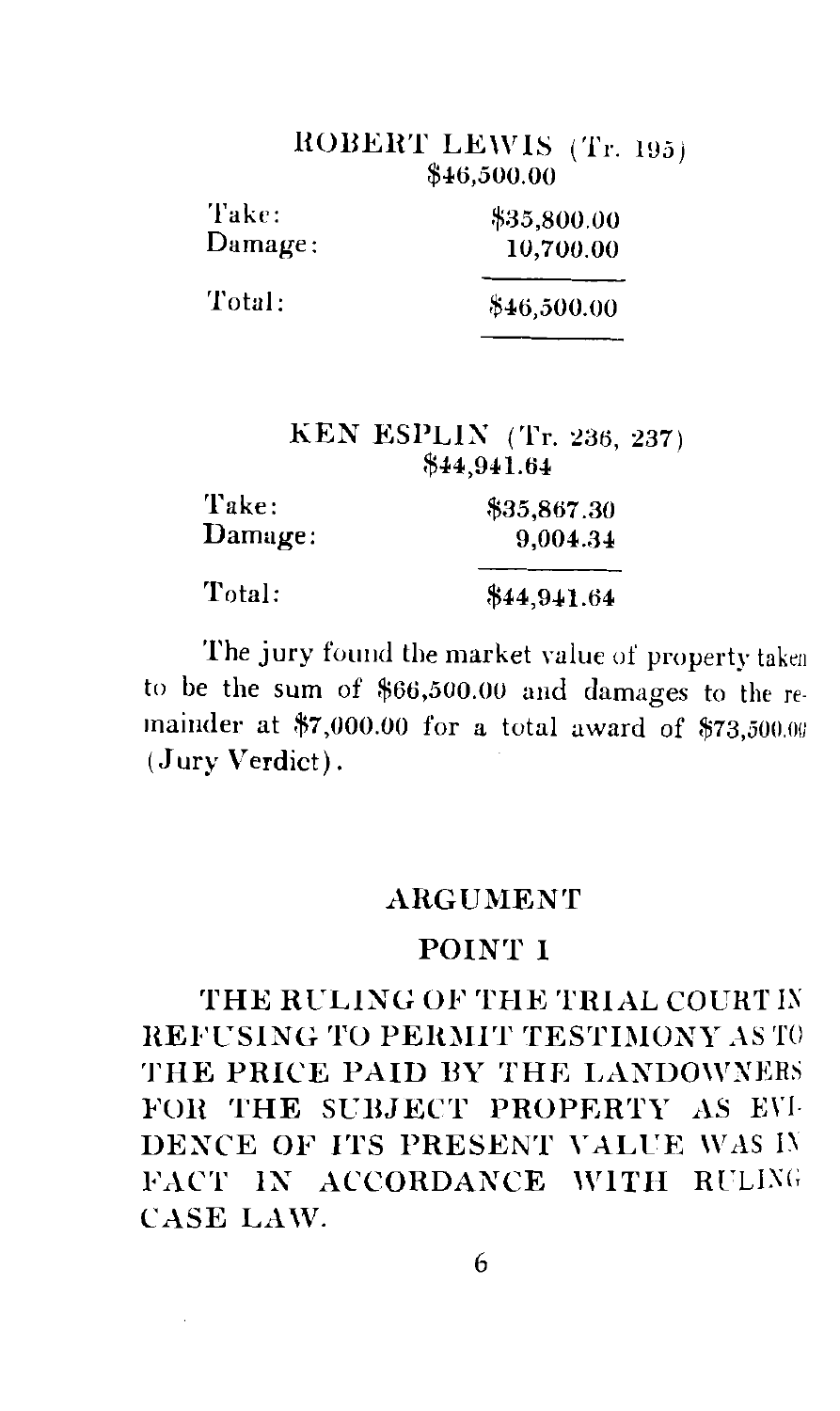ROBERT LEWIS (Tr. 195)
$46,500.00

| | |
|---|---|
| Take: | $35,800.00 |
| Damage: | 10,700.00 |
| Total: | $46,500.00 |

KEN ESPLIN (Tr. 236, 237)
$44,941.64

| | |
|---|---|
| Take: | $35,867.30 |
| Damage: | 9,004.34 |
| Total: | $44,941.64 |

The jury found the market value of property taken to be the sum of $66,500.00 and damages to the remainder at $7,000.00 for a total award of $73,500.00 (Jury Verdict).

## ARGUMENT

### POINT I

**THE RULING OF THE TRIAL COURT IN REFUSING TO PERMIT TESTIMONY AS TO THE PRICE PAID BY THE LANDOWNERS FOR THE SUBJECT PROPERTY AS EVIDENCE OF ITS PRESENT VALUE WAS IN FACT IN ACCORDANCE WITH RULING CASE LAW.**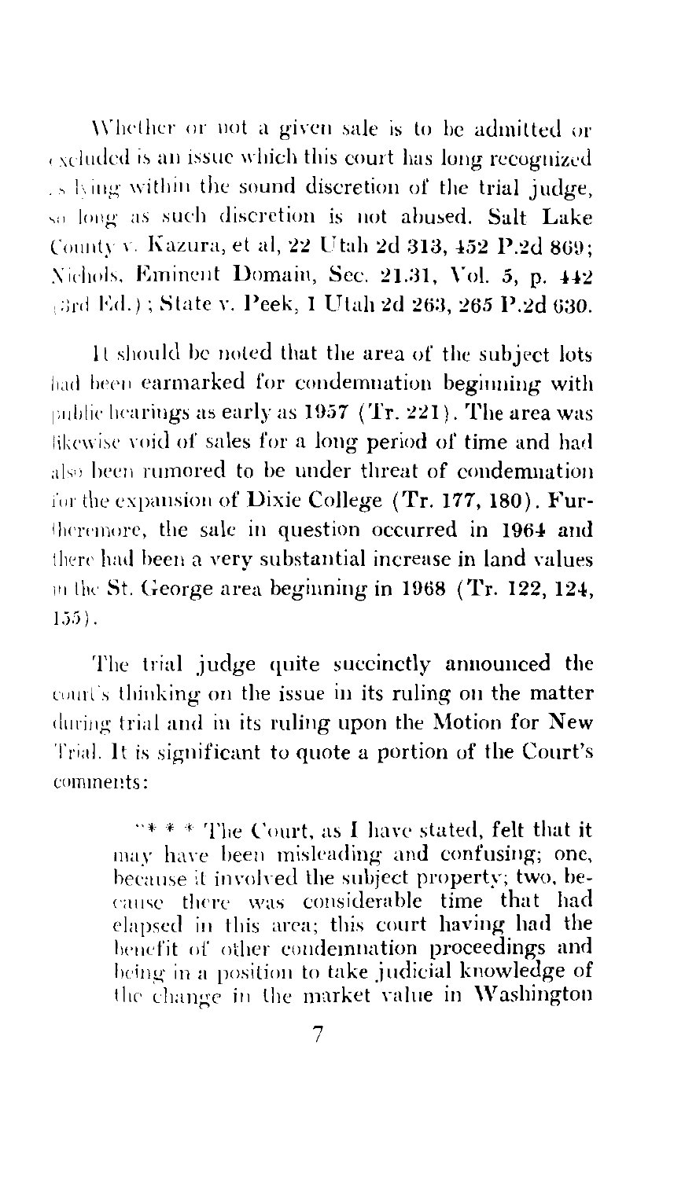Whether or not a given sale is to be admitted or excluded is an issue which this court has long recognized as lying within the sound discretion of the trial judge, so long as such discretion is not abused. Salt Lake County v. Kazura, et al, 22 Utah 2d 313, 452 P.2d 869; Nichols, Eminent Domain, Sec. 21.31, Vol. 5, p. 442 (3rd Ed.); State v. Peek, 1 Utah 2d 263, 265 P.2d 630.

It should be noted that the area of the subject lots had been earmarked for condemnation beginning with public hearings as early as 1957 (Tr. 221). The area was likewise void of sales for a long period of time and had also been rumored to be under threat of condemnation for the expansion of Dixie College (Tr. 177, 180). Furthermore, the sale in question occurred in 1964 and there had been a very substantial increase in land values in the St. George area beginning in 1968 (Tr. 122, 124, 155).

The trial judge quite succinctly announced the court's thinking on the issue in its ruling on the matter during trial and in its ruling upon the Motion for New Trial. It is significant to quote a portion of the Court's comments:

> "* * * The Court, as I have stated, felt that it may have been misleading and confusing; one, because it involved the subject property; two, because there was considerable time that had elapsed in this area; this court having had the benefit of other condemnation proceedings and being in a position to take judicial knowledge of the change in the market value in Washington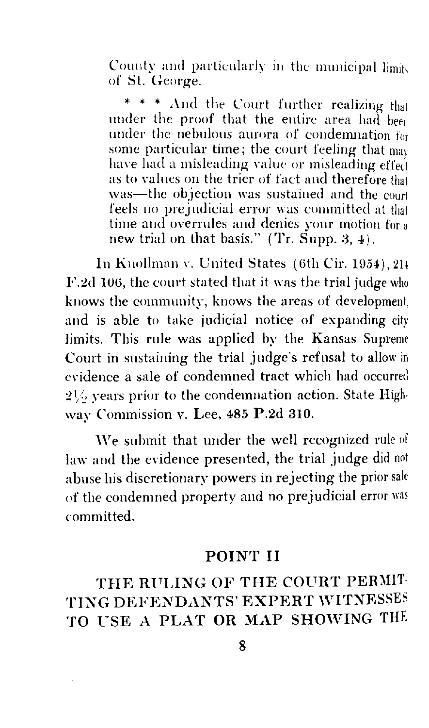County and particularly in the municipal limits of St. George.

\* \* \* And the Court further realizing that under the proof that the entire area had been under the nebulous aurora of condemnation for some particular time; the court feeling that may have had a misleading value or misleading effect as to values on the trier of fact and therefore that was—the objection was sustained and the court feels no prejudicial error was committed at that time and overrules and denies your motion for a new trial on that basis." (Tr. Supp. 3, 4).

In Knollman v. United States (6th Cir. 1954), 214 F.2d 106, the court stated that it was the trial judge who knows the community, knows the areas of development, and is able to take judicial notice of expanding city limits. This rule was applied by the Kansas Supreme Court in sustaining the trial judge's refusal to allow in evidence a sale of condemned tract which had occurred $2\frac{1}{2}$ years prior to the condemnation action. State Highway Commission v. Lee, **485 P.2d 310.**

We submit that under the well recognized rule of law and the evidence presented, the trial judge did not abuse his discretionary powers in rejecting the prior sale of the condemned property and no prejudicial error was committed.

## POINT II

## THE RULING OF THE COURT PERMITTING DEFENDANTS' EXPERT WITNESSES TO USE A PLAT OR MAP SHOWING THE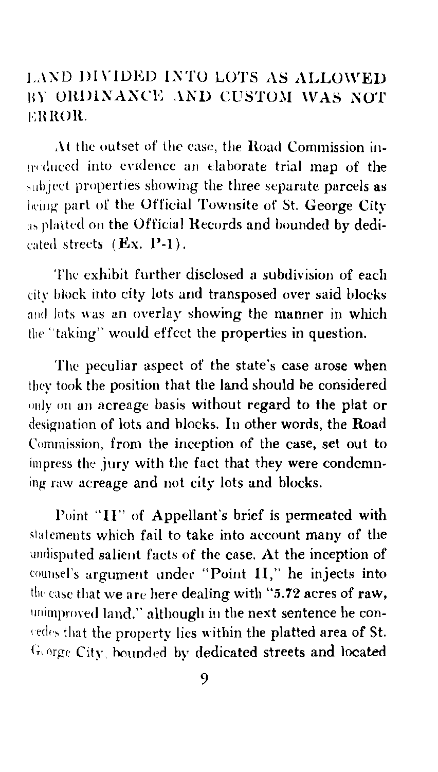## LAND DIVIDED INTO LOTS AS ALLOWED BY ORDINANCE AND CUSTOM WAS NOT ERROR.

At the outset of the case, the Road Commission introduced into evidence an elaborate trial map of the subject properties showing the three separate parcels as being part of the Official Townsite of St. George City as platted on the Official Records and bounded by dedicated streets (**Ex. P-1**).

The exhibit further disclosed a subdivision of each city block into city lots and transposed over said blocks and lots was an overlay showing the manner in which the "taking" would effect the properties in question.

The peculiar aspect of the state's case arose when they took the position that the land should be considered only on an acreage basis without regard to the plat or designation of lots and blocks. In other words, the Road Commission, from the inception of the case, set out to impress the jury with the fact that they were condemning raw acreage and not city lots and blocks.

Point "II" of Appellant's brief is permeated with statements which fail to take into account many of the undisputed salient facts of the case. At the inception of counsel's argument under "Point II," he injects into the case that we are here dealing with "5.72 acres of raw, unimproved land," although in the next sentence he concedes that the property lies within the platted area of St. George City, bounded by dedicated streets and located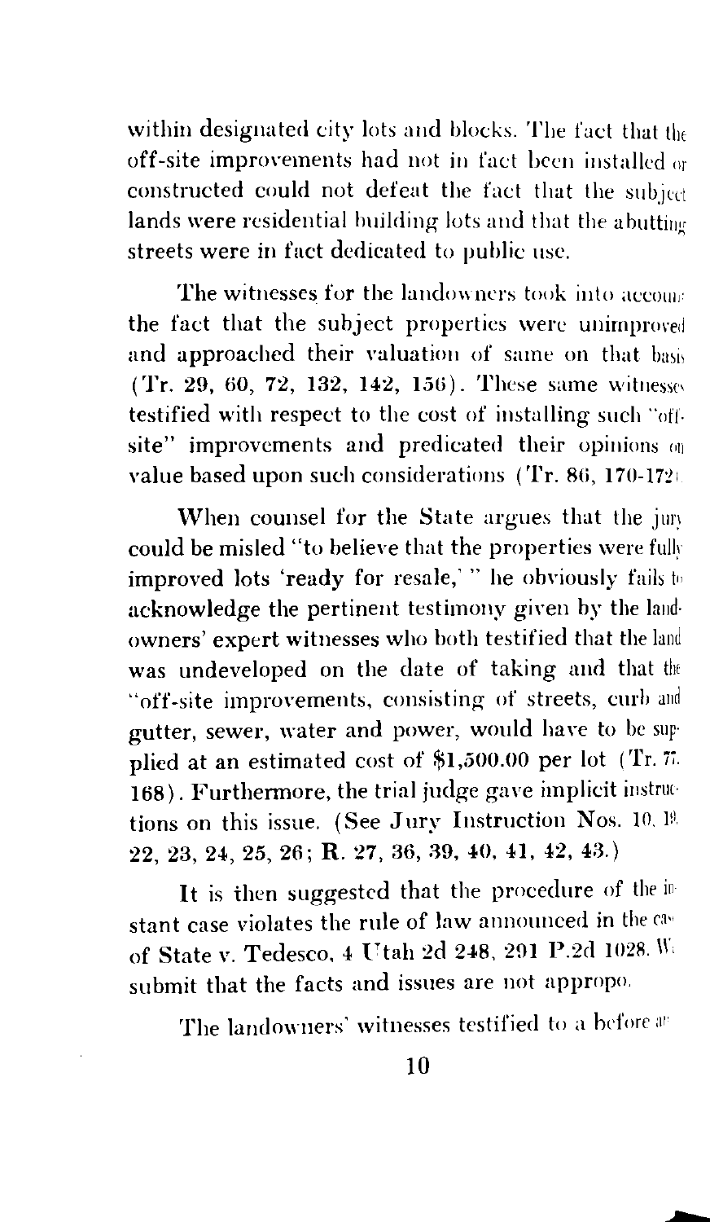within designated city lots and blocks. The fact that the off-site improvements had not in fact been installed or constructed could not defeat the fact that the subject lands were residential building lots and that the abutting streets were in fact dedicated to public use.

The witnesses for the landowners took into account the fact that the subject properties were unimproved and approached their valuation of same on that basis (Tr. 29, 60, 72, 132, 142, 156). These same witnesses testified with respect to the cost of installing such "off-site" improvements and predicated their opinions on value based upon such considerations (Tr. 86, 170-172).

When counsel for the State argues that the jury could be misled "to believe that the properties were fully improved lots 'ready for resale,'" he obviously fails to acknowledge the pertinent testimony given by the landowners' expert witnesses who both testified that the land was undeveloped on the date of taking and that the "off-site improvements, consisting of streets, curb and gutter, sewer, water and power, would have to be supplied at an estimated cost of $1,500.00 per lot (Tr. 77, 168). Furthermore, the trial judge gave implicit instructions on this issue. (See Jury Instruction Nos. 10, 19, 22, 23, 24, 25, 26; R. 27, 36, 39, 40, 41, 42, 43.)

It is then suggested that the procedure of the instant case violates the rule of law announced in the case of State v. Tedesco, 4 Utah 2d 248, 291 P.2d 1028. We submit that the facts and issues are not appropo.

The landowners' witnesses testified to a before and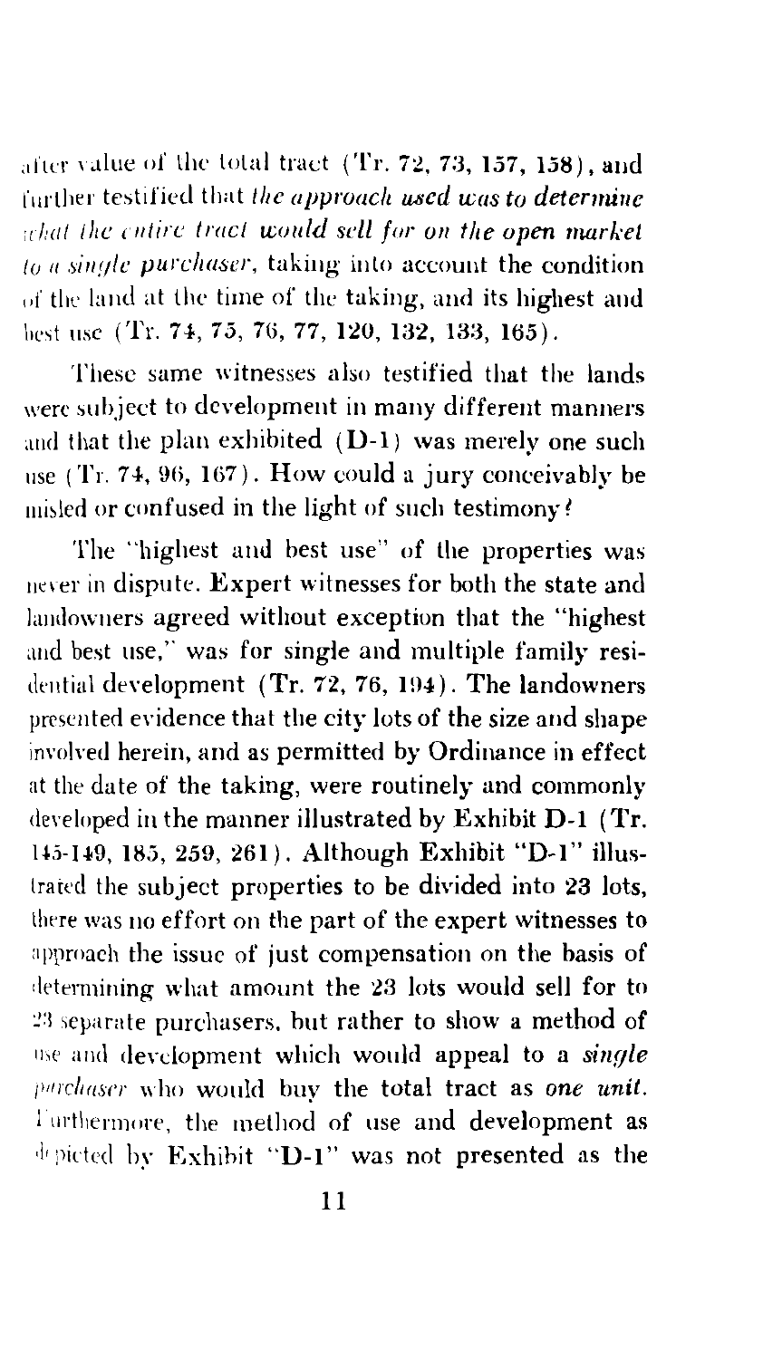after value of the total tract (Tr. 72, 73, 157, 158), and further testified that *the approach used was to determine what the entire tract would sell for on the open market to a single purchaser*, taking into account the condition of the land at the time of the taking, and its highest and best use (Tr. 74, 75, 76, 77, 120, 132, 133, 165).

These same witnesses also testified that the lands were subject to development in many different manners and that the plan exhibited (D-1) was merely one such use (Tr. 74, 96, 167). How could a jury conceivably be misled or confused in the light of such testimony?

The "highest and best use" of the properties was never in dispute. Expert witnesses for both the state and landowners agreed without exception that the "highest and best use," was for single and multiple family residential development (Tr. 72, 76, 194). The landowners presented evidence that the city lots of the size and shape involved herein, and as permitted by Ordinance in effect at the date of the taking, were routinely and commonly developed in the manner illustrated by Exhibit D-1 (Tr. 145-149, 185, 259, 261). Although Exhibit "D-1" illustrated the subject properties to be divided into 23 lots, there was no effort on the part of the expert witnesses to approach the issue of just compensation on the basis of determining what amount the 23 lots would sell for to 23 separate purchasers, but rather to show a method of use and development which would appeal to a *single purchaser* who would buy the total tract as *one unit*. Furthermore, the method of use and development as depicted by Exhibit "D-1" was not presented as the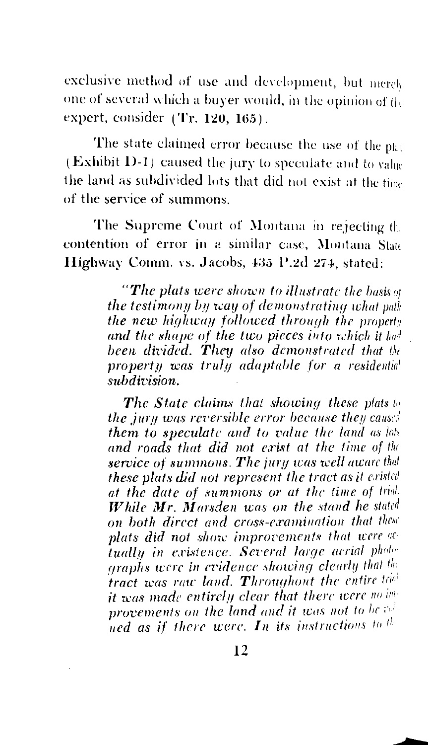exclusive method of use and development, but merely one of several which a buyer would, in the opinion of the expert, consider (**Tr. 120, 165**).

The state claimed error because the use of the plat (**Exhibit D-1**) caused the jury to speculate and to value the land as subdivided lots that did not exist at the time of the service of summons.

The Supreme Court of Montana in rejecting the contention of error in a similar case, Montana State **Highway Comm. vs. Jacobs, 435 P.2d 274**, stated:

> *"**The** plats were shown to illustrate the basis of the testimony by way of demonstrating what path the new highway followed through the property and the shape of the two pieces into which it had been divided. **They** also demonstrated that the property was truly adaptable for a residential subdivision.*
>
> ***The State** claims that showing these plats to the jury was reversible error because they caused them to speculate and to value the land as lots and roads that did not exist at the time of the service of summons. **The** jury was well aware that these plats did not represent the tract as it existed at the date of summons or at the time of trial. **While Mr. Marsden** was on the stand he stated on both direct and cross-examination that these plats did not show improvements that were actually in existence. **Several** large aerial photographs were in evidence showing clearly that the tract was raw land. **Throughout** the entire trial it was made entirely clear that there were no improvements on the land and it was not to be valued as if there were. **In** its instructions to the*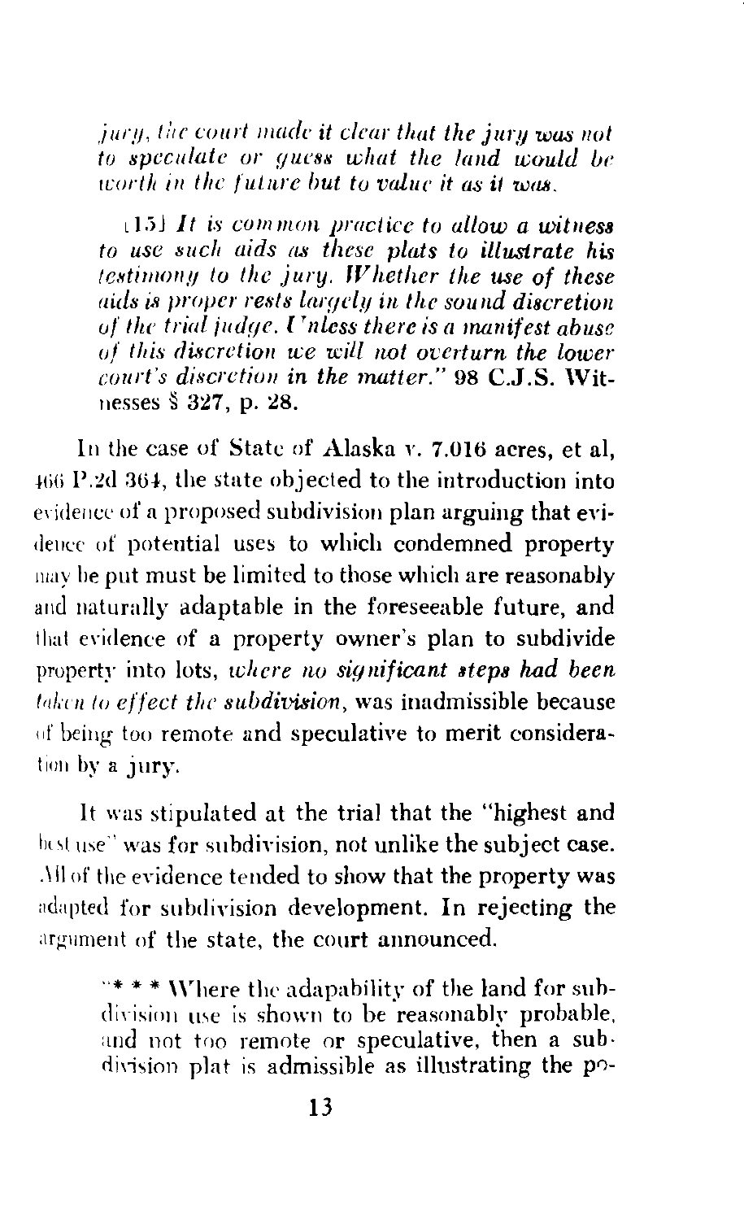> *jury, the court made it clear that the jury was not to speculate or guess what the land would be worth in the future but to value it as it was.*
>
> [15] *It is common practice to allow a witness to use such aids as these plats to illustrate his testimony to the jury. Whether the use of these aids is proper rests largely in the sound discretion of the trial judge. Unless there is a manifest abuse of this discretion we will not overturn the lower court's discretion in the matter."* 98 C.J.S. Witnesses § 327, p. 28.

In the case of State of Alaska v. 7.016 acres, et al, 466 P.2d 364, the state objected to the introduction into evidence of a proposed subdivision plan arguing that evidence of potential uses to which condemned property may be put must be limited to those which are reasonably and naturally adaptable in the foreseeable future, and that evidence of a property owner's plan to subdivide property into lots, *where no significant steps had been taken to effect the subdivision*, was inadmissible because of being too remote and speculative to merit consideration by a jury.

It was stipulated at the trial that the "highest and best use" was for subdivision, not unlike the subject case. All of the evidence tended to show that the property was adapted for subdivision development. In rejecting the argument of the state, the court announced.

> "* * * Where the adapability of the land for subdivision use is shown to be reasonably probable, and not too remote or speculative, then a subdivision plat is admissible as illustrating the po-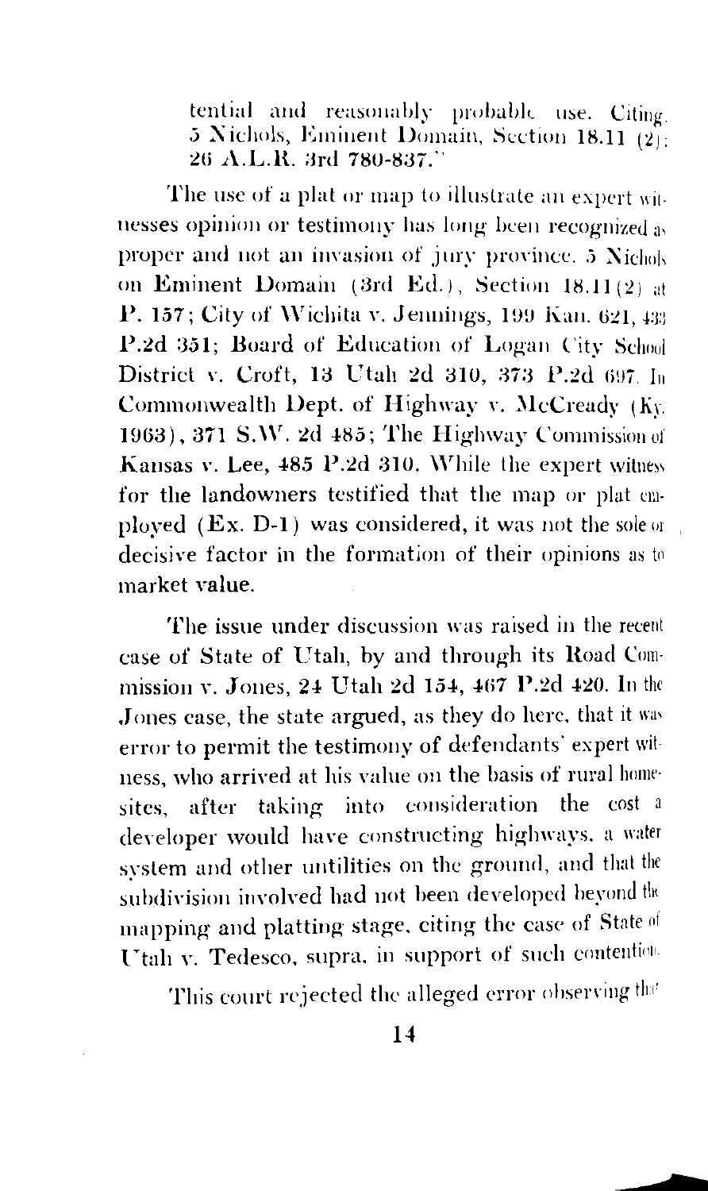tential and reasonably probable use. Citing 5 Nichols, Eminent Domain, Section 18.11 (2); 26 A.L.R. 3rd 780-837."

The use of a plat or map to illustrate an expert witnesses opinion or testimony has long been recognized as proper and not an invasion of jury province. 5 Nichols on Eminent Domain (3rd Ed.), Section 18.11(2) at P. 157; City of Wichita v. Jennings, 199 Kan. 621, 433 P.2d 351; Board of Education of Logan City School District v. Croft, 13 Utah 2d 310, 373 P.2d 697. In Commonwealth Dept. of Highway v. McCready (Ky. 1963), 371 S.W. 2d 485; The Highway Commission of Kansas v. Lee, 485 P.2d 310. While the expert witness for the landowners testified that the map or plat employed (Ex. D-1) was considered, it was not the sole or decisive factor in the formation of their opinions as to market value.

The issue under discussion was raised in the recent case of State of Utah, by and through its Road Commission v. Jones, 24 Utah 2d 154, 467 P.2d 420. In the Jones case, the state argued, as they do here, that it was error to permit the testimony of defendants' expert witness, who arrived at his value on the basis of rural homesites, after taking into consideration the cost a developer would have constructing highways, a water system and other untilities on the ground, and that the subdivision involved had not been developed beyond the mapping and platting stage, citing the case of State of Utah v. Tedesco, supra, in support of such contention.

This court rejected the alleged error observing that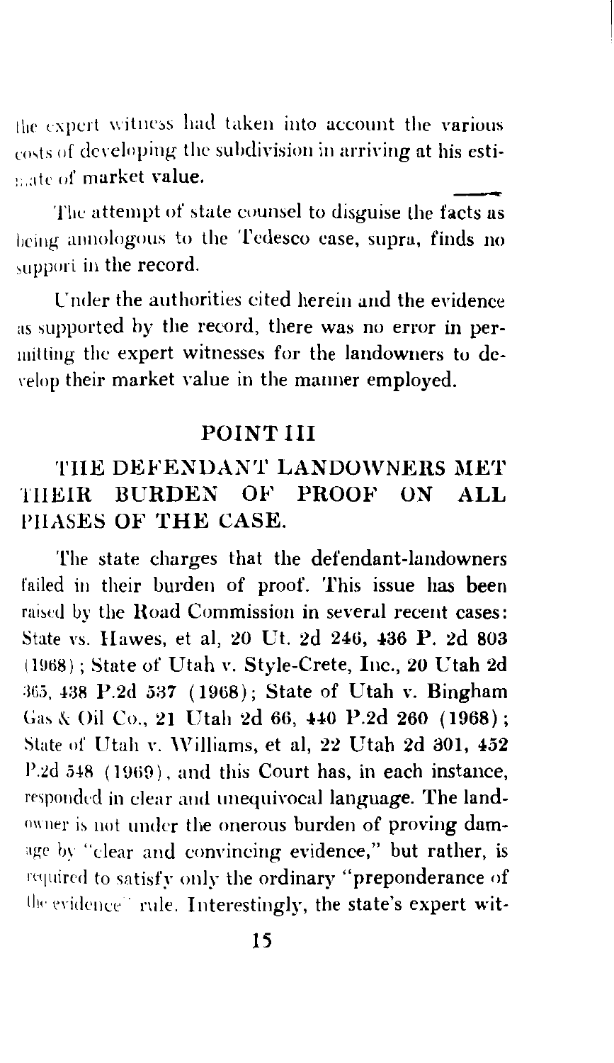the expert witness had taken into account the various costs of developing the subdivision in arriving at his estimate of market value.

The attempt of state counsel to disguise the facts as being annologous to the Tedesco case, supra, finds no support in the record.

Under the authorities cited herein and the evidence as supported by the record, there was no error in permitting the expert witnesses for the landowners to develop their market value in the manner employed.

## POINT III

## THE DEFENDANT LANDOWNERS MET THEIR BURDEN OF PROOF ON ALL PHASES OF THE CASE.

The state charges that the defendant-landowners failed in their burden of proof. This issue has been raised by the Road Commission in several recent cases: State vs. Hawes, et al, 20 Ut. 2d 246, 436 P. 2d 803 (1968); State of Utah v. Style-Crete, Inc., 20 Utah 2d 365, 438 P.2d 537 (1968); State of Utah v. Bingham Gas & Oil Co., 21 Utah 2d 66, 440 P.2d 260 (1968); State of Utah v. Williams, et al, 22 Utah 2d 301, 452 P.2d 548 (1969), and this Court has, in each instance, responded in clear and unequivocal language. The landowner is not under the onerous burden of proving damage by "clear and convincing evidence," but rather, is required to satisfy only the ordinary "preponderance of the evidence" rule. Interestingly, the state's expert wit-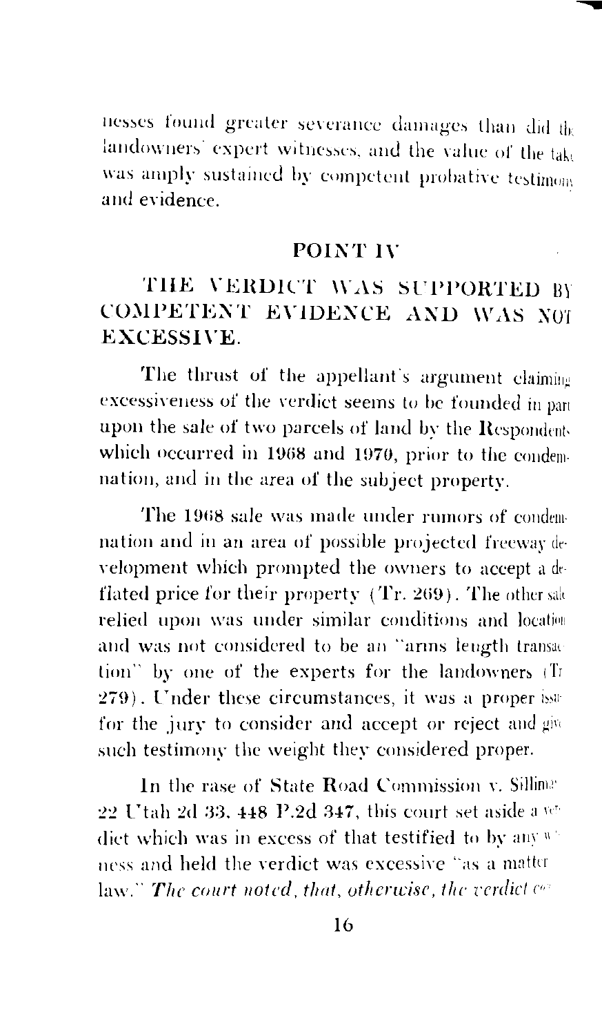nesses found greater severance damages than did the landowners' expert witnesses, and the value of the take was amply sustained by competent probative testimony and evidence.

## POINT IV

## THE VERDICT WAS SUPPORTED BY COMPETENT EVIDENCE AND WAS NOT EXCESSIVE.

The thrust of the appellant's argument claiming excessiveness of the verdict seems to be founded in part upon the sale of two parcels of land by the Respondents which occurred in 1968 and 1970, prior to the condemnation, and in the area of the subject property.

The 1968 sale was made under rumors of condemnation and in an area of possible projected freeway development which prompted the owners to accept a deflated price for their property (Tr. 269). The other sale relied upon was under similar conditions and location and was not considered to be an "arms length transaction" by one of the experts for the landowners (Tr. 279). Under these circumstances, it was a proper issue for the jury to consider and accept or reject and give such testimony the weight they considered proper.

In the case of State Road Commission v. Silliman 22 Utah 2d 33, 448 P.2d 347, this court set aside a verdict which was in excess of that testified to by any witness and held the verdict was excessive "as a matter law." *The court noted, that, otherwise, the verdict co*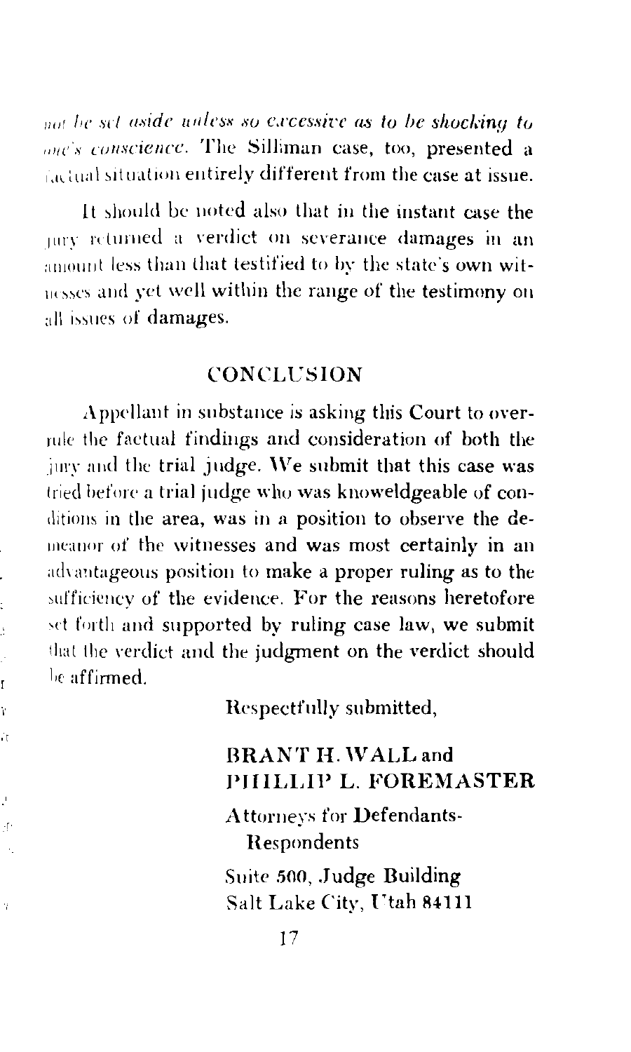*not be set aside unless so excessive as to be shocking to one's conscience.* The Silliman case, too, presented a factual situation entirely different from the case at issue.

It should be noted also that in the instant case the jury returned a verdict on severance damages in an amount less than that testified to by the state's own witnesses and yet well within the range of the testimony on all issues of damages.

## CONCLUSION

Appellant in substance is asking this Court to overrule the factual findings and consideration of both the jury and the trial judge. We submit that this case was tried before a trial judge who was knoweldgeable of conditions in the area, was in a position to observe the demeanor of the witnesses and was most certainly in an advantageous position to make a proper ruling as to the sufficiency of the evidence. For the reasons heretofore set forth and supported by ruling case law, we submit that the verdict and the judgment on the verdict should be affirmed.

Respectfully submitted,

**BRANT H. WALL and PHILLIP L. FOREMASTER**

Attorneys for Defendants-Respondents

Suite 500, Judge Building
Salt Lake City, Utah 84111